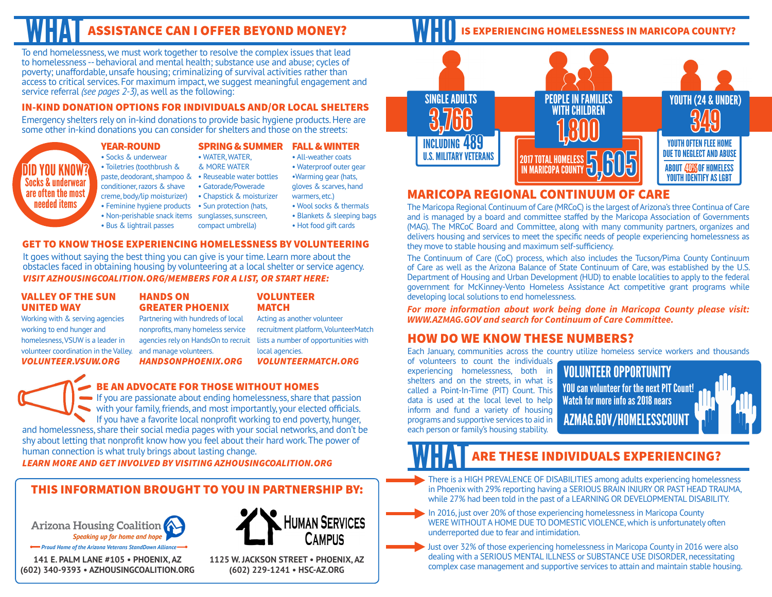# WHAT ASSISTANCE CAN I OFFER BEYOND MONEY?

To end homelessness, we must work together to resolve the complex issues that lead to homelessness -- behavioral and mental health; substance use and abuse; cycles of poverty; unaffordable, unsafe housing; criminalizing of survival activities rather than access to critical services. For maximum impact, we suggest meaningful engagement and service referral *(see pages 2-3)*, as well as the following:

## IN-KIND DONATION OPTIONS FOR INDIVIDUALS AND/OR LOCAL SHELTERS

Emergency shelters rely on in-kind donations to provide basic hygiene products. Here are some other in-kind donations you can consider for shelters and those on the streets:

**DID YOU KNOW?** Socks & underwear are often the most needed items

### YEAR-ROUND
- Socks & underwear
- Toiletries (toothbrush & paste, deodorant, shampoo & conditioner, razors & shave creme, body/lip moisturizer)
- Feminine hygiene products
- Non-perishable snack items
- Bus & lightrail passes

### SPRING & SUMMER
- WATER, WATER, & MORE WATER
- Reuseable water bottles
- Gatorade/Powerade
- Chapstick & moisturizer
- Sun protection (hats, sunglasses, sunscreen, compact umbrella)

### FALL & WINTER
- All-weather coats
- Waterproof outer gear
- Warming gear (hats, gloves & scarves, hand warmers, etc.)
- Wool socks & thermals
- Blankets & sleeping bags
- Hot food gift cards

## GET TO KNOW THOSE EXPERIENCING HOMELESSNESS BY VOLUNTEERING

It goes without saying the best thing you can give is your time. Learn more about the obstacles faced in obtaining housing by volunteering at a local shelter or service agency.

***VISIT AZHOUSINGCOALITION.ORG/MEMBERS FOR A LIST, OR START HERE:***

### VALLEY OF THE SUN UNITED WAY
Working with & serving agencies working to end hunger and homelessness, VSUW is a leader in volunteer coordination in the Valley.
***VOLUNTEER.VSUW.ORG***

### HANDS ON GREATER PHOENIX
Partnering with hundreds of local nonprofits, many homeless service agencies rely on HandsOn to recruit and manage volunteers.
***HANDSONPHOENIX.ORG***

### VOLUNTEER MATCH
Acting as another volunteer recruitment platform, VolunteerMatch lists a number of opportunities with local agencies.
***VOLUNTEERMATCH.ORG***

## BE AN ADVOCATE FOR THOSE WITHOUT HOMES

If you are passionate about ending homelessness, share that passion with your family, friends, and most importantly, your elected officials. If you have a favorite local nonprofit working to end poverty, hunger, and homelessness, share their social media pages with your social networks, and don't be shy about letting that nonprofit know how you feel about their hard work. The power of human connection is what truly brings about lasting change.

***LEARN MORE AND GET INVOLVED BY VISITING AZHOUSINGCOALITION.ORG***

## THIS INFORMATION BROUGHT TO YOU IN PARTNERSHIP BY:

**Arizona Housing Coalition** — *Speaking up for home and hope*
*Proud Home of the Arizona Veterans StandDown Alliance*
141 E. PALM LANE #105 • PHOENIX, AZ
(602) 340-9393 • AZHOUSINGCOALITION.ORG

**HUMAN SERVICES CAMPUS**
1125 W. JACKSON STREET • PHOENIX, AZ
(602) 229-1241 • HSC-AZ.ORG

# WHO IS EXPERIENCING HOMELESSNESS IN MARICOPA COUNTY?

- **SINGLE ADULTS: 3,766** — INCLUDING 489 U.S. MILITARY VETERANS
- **PEOPLE IN FAMILIES WITH CHILDREN: 1,800**
- **YOUTH (24 & UNDER): 349** — YOUTH OFTEN FLEE HOME DUE TO NEGLECT AND ABUSE. ABOUT 40% OF HOMELESS YOUTH IDENTIFY AS LGBT
- **2017 TOTAL HOMELESS IN MARICOPA COUNTY: 5,605**

## MARICOPA REGIONAL CONTINUUM OF CARE

The Maricopa Regional Continuum of Care (MRCoC) is the largest of Arizona's three Continua of Care and is managed by a board and committee staffed by the Maricopa Association of Governments (MAG). The MRCoC Board and Committee, along with many community partners, organizes and delivers housing and services to meet the specific needs of people experiencing homelessness as they move to stable housing and maximum self-sufficiency.

The Continuum of Care (CoC) process, which also includes the Tucson/Pima County Continuum of Care as well as the Arizona Balance of State Continuum of Care, was established by the U.S. Department of Housing and Urban Development (HUD) to enable localities to apply to the federal government for McKinney-Vento Homeless Assistance Act competitive grant programs while developing local solutions to end homelessness.

***For more information about work being done in Maricopa County please visit: WWW.AZMAG.GOV and search for Continuum of Care Committee.***

## HOW DO WE KNOW THESE NUMBERS?

Each January, communities across the country utilize homeless service workers and thousands of volunteers to count the individuals experiencing homelessness, both in shelters and on the streets, in what is called a Point-In-Time (PIT) Count. This data is used at the local level to help inform and fund a variety of housing programs and supportive services to aid in each person or family's housing stability.

**VOLUNTEER OPPORTUNITY**
YOU can volunteer for the next PIT Count! Watch for more info as 2018 nears
**AZMAG.GOV/HOMELESSCOUNT**

# WHAT ARE THESE INDIVIDUALS EXPERIENCING?

- There is a HIGH PREVALENCE OF DISABILITIES among adults experiencing homelessness in Phoenix with 29% reporting having a SERIOUS BRAIN INJURY OR PAST HEAD TRAUMA, while 27% had been told in the past of a LEARNING OR DEVELOPMENTAL DISABILITY.
- In 2016, just over 20% of those experiencing homelessness in Maricopa County WERE WITHOUT A HOME DUE TO DOMESTIC VIOLENCE, which is unfortunately often underreported due to fear and intimidation.
- Just over 32% of those experiencing homelessness in Maricopa County in 2016 were also dealing with a SERIOUS MENTAL ILLNESS or SUBSTANCE USE DISORDER, necessitating complex case management and supportive services to attain and maintain stable housing.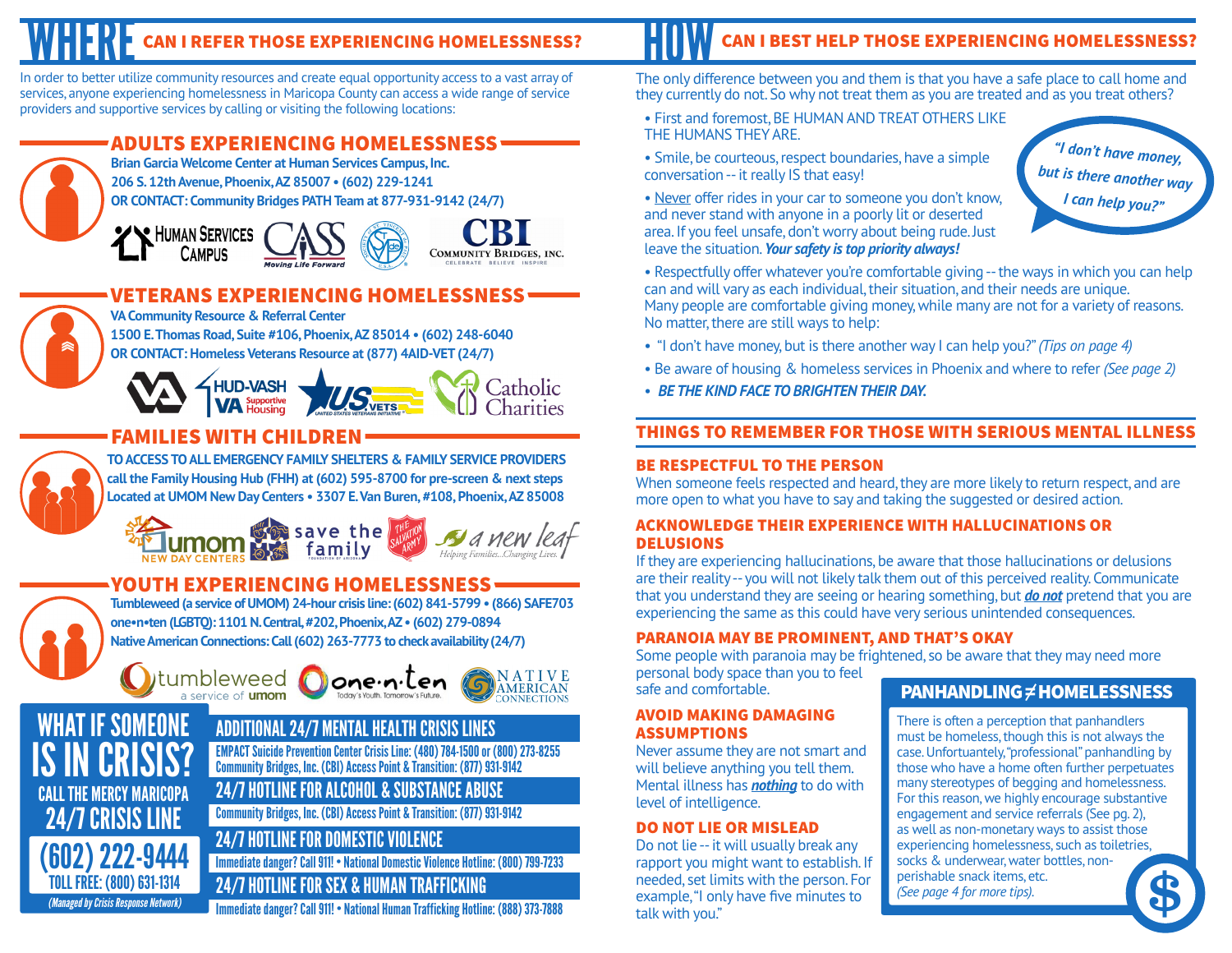# WHERE CAN I REFER THOSE EXPERIENCING HOMELESSNESS?

In order to better utilize community resources and create equal opportunity access to a vast array of services, anyone experiencing homelessness in Maricopa County can access a wide range of service providers and supportive services by calling or visiting the following locations:

## ADULTS EXPERIENCING HOMELESSNESS

**Brian Garcia Welcome Center at Human Services Campus, Inc.**
**206 S. 12th Avenue, Phoenix, AZ 85007 • (602) 229-1241**
**OR CONTACT: Community Bridges PATH Team at 877-931-9142 (24/7)**

## VETERANS EXPERIENCING HOMELESSNESS

**VA Community Resource & Referral Center**
**1500 E. Thomas Road, Suite #106, Phoenix, AZ 85014 • (602) 248-6040**
**OR CONTACT: Homeless Veterans Resource at (877) 4AID-VET (24/7)**

## FAMILIES WITH CHILDREN

**TO ACCESS TO ALL EMERGENCY FAMILY SHELTERS & FAMILY SERVICE PROVIDERS call the Family Housing Hub (FHH) at (602) 595-8700 for pre-screen & next steps**
**Located at UMOM New Day Centers • 3307 E. Van Buren, #108, Phoenix, AZ 85008**

## YOUTH EXPERIENCING HOMELESSNESS

**Tumbleweed (a service of UMOM) 24-hour crisis line: (602) 841-5799 • (866) SAFE703**
**one•n•ten (LGBTQ): 1101 N. Central, #202, Phoenix, AZ • (602) 279-0894**
**Native American Connections: Call (602) 263-7773 to check availability (24/7)**

## WHAT IF SOMEONE IS IN CRISIS?

CALL THE MERCY MARICOPA 24/7 CRISIS LINE

**(602) 222-9444**
TOLL FREE: (800) 631-1314
*(Managed by Crisis Response Network)*

### ADDITIONAL 24/7 MENTAL HEALTH CRISIS LINES

EMPACT Suicide Prevention Center Crisis Line: (480) 784-1500 or (800) 273-8255
Community Bridges, Inc. (CBI) Access Point & Transition: (877) 931-9142

### 24/7 HOTLINE FOR ALCOHOL & SUBSTANCE ABUSE

Community Bridges, Inc. (CBI) Access Point & Transition: (877) 931-9142

### 24/7 HOTLINE FOR DOMESTIC VIOLENCE

Immediate danger? Call 911! • National Domestic Violence Hotline: (800) 799-7233

### 24/7 HOTLINE FOR SEX & HUMAN TRAFFICKING

Immediate danger? Call 911! • National Human Trafficking Hotline: (888) 373-7888

# HOW CAN I BEST HELP THOSE EXPERIENCING HOMELESSNESS?

The only difference between you and them is that you have a safe place to call home and they currently do not. So why not treat them as you are treated and as you treat others?

- First and foremost, BE HUMAN AND TREAT OTHERS LIKE THE HUMANS THEY ARE.
- Smile, be courteous, respect boundaries, have a simple conversation -- it really IS that easy!
- Never offer rides in your car to someone you don't know, and never stand with anyone in a poorly lit or deserted area. If you feel unsafe, don't worry about being rude. Just leave the situation. ***Your safety is top priority always!***
- Respectfully offer whatever you're comfortable giving -- the ways in which you can help can and will vary as each individual, their situation, and their needs are unique. Many people are comfortable giving money, while many are not for a variety of reasons. No matter, there are still ways to help:
- "I don't have money, but is there another way I can help you?" *(Tips on page 4)*
- Be aware of housing & homeless services in Phoenix and where to refer *(See page 2)*
- ***BE THE KIND FACE TO BRIGHTEN THEIR DAY.***

*"I don't have money, but is there another way I can help you?"*

## THINGS TO REMEMBER FOR THOSE WITH SERIOUS MENTAL ILLNESS

### BE RESPECTFUL TO THE PERSON

When someone feels respected and heard, they are more likely to return respect, and are more open to what you have to say and taking the suggested or desired action.

### ACKNOWLEDGE THEIR EXPERIENCE WITH HALLUCINATIONS OR DELUSIONS

If they are experiencing hallucinations, be aware that those hallucinations or delusions are their reality -- you will not likely talk them out of this perceived reality. Communicate that you understand they are seeing or hearing something, but ***do not*** pretend that you are experiencing the same as this could have very serious unintended consequences.

### PARANOIA MAY BE PROMINENT, AND THAT'S OKAY

Some people with paranoia may be frightened, so be aware that they may need more personal body space than you to feel safe and comfortable.

### AVOID MAKING DAMAGING ASSUMPTIONS

Never assume they are not smart and will believe anything you tell them. Mental illness has ***nothing*** to do with level of intelligence.

### DO NOT LIE OR MISLEAD

Do not lie -- it will usually break any rapport you might want to establish. If needed, set limits with the person. For example, "I only have five minutes to talk with you."

## PANHANDLING ≠ HOMELESSNESS

There is often a perception that panhandlers must be homeless, though this is not always the case. Unfortunately, "professional" panhandling by those who have a home often further perpetuates many stereotypes of begging and homelessness. For this reason, we highly encourage substantive engagement and service referrals (See pg. 2), as well as non-monetary ways to assist those experiencing homelessness, such as toiletries, socks & underwear, water bottles, non-perishable snack items, etc. *(See page 4 for more tips).*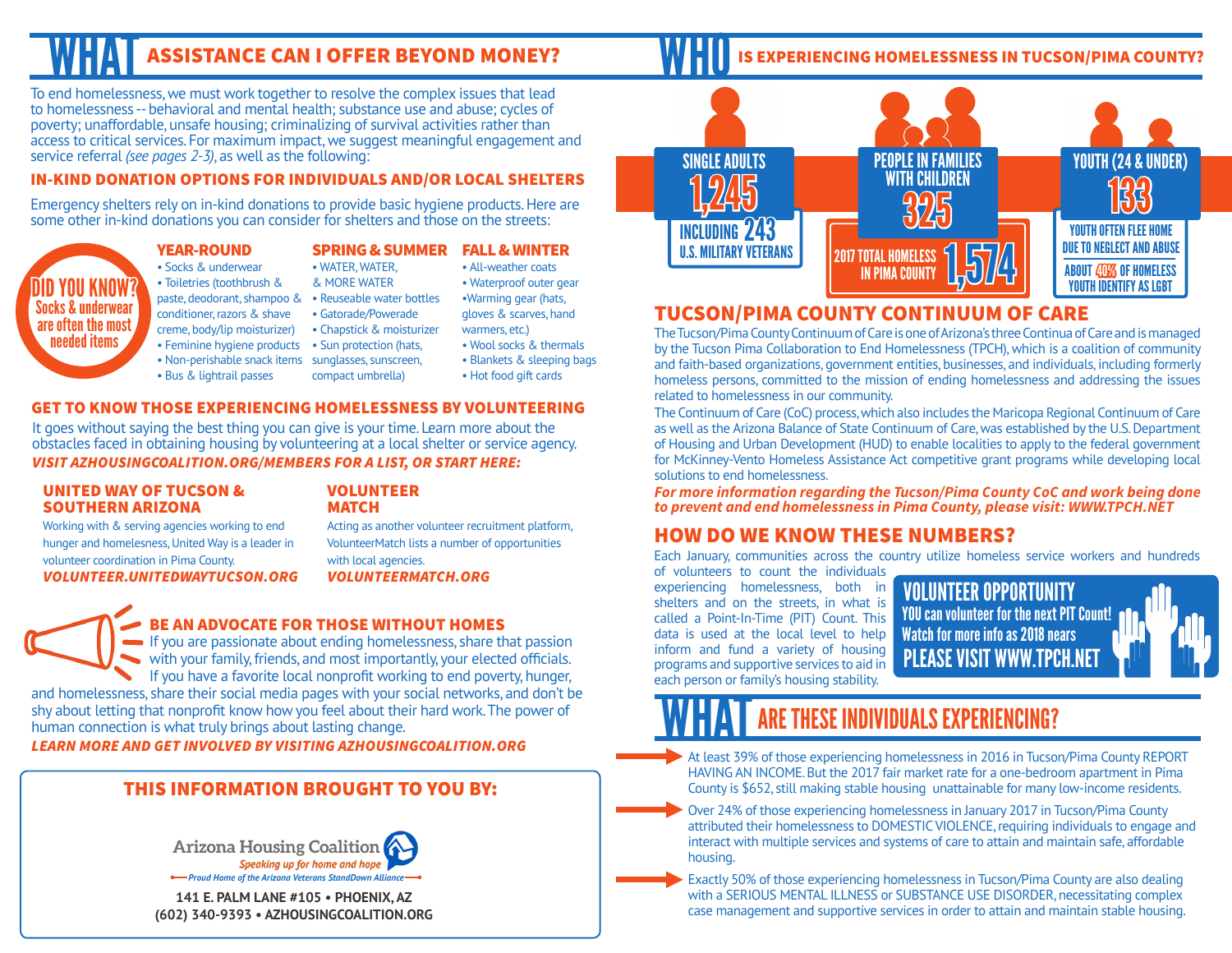# WHAT ASSISTANCE CAN I OFFER BEYOND MONEY?

To end homelessness, we must work together to resolve the complex issues that lead to homelessness -- behavioral and mental health; substance use and abuse; cycles of poverty; unaffordable, unsafe housing; criminalizing of survival activities rather than access to critical services. For maximum impact, we suggest meaningful engagement and service referral *(see pages 2-3)*, as well as the following:

## IN-KIND DONATION OPTIONS FOR INDIVIDUALS AND/OR LOCAL SHELTERS

Emergency shelters rely on in-kind donations to provide basic hygiene products. Here are some other in-kind donations you can consider for shelters and those on the streets:

**DID YOU KNOW?** Socks & underwear are often the most needed items

### YEAR-ROUND
- Socks & underwear
- Toiletries (toothbrush & paste, deodorant, shampoo & conditioner, razors & shave creme, body/lip moisturizer)
- Feminine hygiene products
- Non-perishable snack items
- Bus & lightrail passes

### SPRING & SUMMER
- WATER, WATER, & MORE WATER
- Reuseable water bottles
- Gatorade/Powerade
- Chapstick & moisturizer
- Sun protection (hats, sunglasses, sunscreen, compact umbrella)

### FALL & WINTER
- All-weather coats
- Waterproof outer gear
- Warming gear (hats, gloves & scarves, hand warmers, etc.)
- Wool socks & thermals
- Blankets & sleeping bags
- Hot food gift cards

## GET TO KNOW THOSE EXPERIENCING HOMELESSNESS BY VOLUNTEERING

It goes without saying the best thing you can give is your time. Learn more about the obstacles faced in obtaining housing by volunteering at a local shelter or service agency.

***VISIT AZHOUSINGCOALITION.ORG/MEMBERS FOR A LIST, OR START HERE:***

### UNITED WAY OF TUCSON & SOUTHERN ARIZONA

Working with & serving agencies working to end hunger and homelesness, United Way is a leader in volunteer coordination in Pima County.

***VOLUNTEER.UNITEDWAYTUCSON.ORG***

### VOLUNTEER MATCH

Acting as another volunteer recruitment platform, VolunteerMatch lists a number of opportunities with local agencies.

***VOLUNTEERMATCH.ORG***

## BE AN ADVOCATE FOR THOSE WITHOUT HOMES

If you are passionate about ending homelessness, share that passion with your family, friends, and most importantly, your elected officials. If you have a favorite local nonprofit working to end poverty, hunger, and homelessness, share their social media pages with your social networks, and don't be shy about letting that nonprofit know how you feel about their hard work. The power of human connection is what truly brings about lasting change.

***LEARN MORE AND GET INVOLVED BY VISITING AZHOUSINGCOALITION.ORG***

## THIS INFORMATION BROUGHT TO YOU BY:

Arizona Housing Coalition
*Speaking up for home and hope*
*Proud Home of the Arizona Veterans StandDown Alliance*

**141 E. PALM LANE #105 • PHOENIX, AZ**
**(602) 340-9393 • AZHOUSINGCOALITION.ORG**

# WHO IS EXPERIENCING HOMELESSNESS IN TUCSON/PIMA COUNTY?

- **SINGLE ADULTS: 1,245** — INCLUDING 243 U.S. MILITARY VETERANS
- **PEOPLE IN FAMILIES WITH CHILDREN: 325**
- **YOUTH (24 & UNDER): 133** — YOUTH OFTEN FLEE HOME DUE TO NEGLECT AND ABUSE; ABOUT 40% OF HOMELESS YOUTH IDENTIFY AS LGBT

**2017 TOTAL HOMELESS IN PIMA COUNTY: 1,574**

## TUCSON/PIMA COUNTY CONTINUUM OF CARE

The Tucson/Pima County Continuum of Care is one of Arizona's three Continua of Care and is managed by the Tucson Pima Collaboration to End Homelessness (TPCH), which is a coalition of community and faith-based organizations, government entities, businesses, and individuals, including formerly homeless persons, committed to the mission of ending homelessness and addressing the issues related to homelessness in our community.

The Continuum of Care (CoC) process, which also includes the Maricopa Regional Continuum of Care as well as the Arizona Balance of State Continuum of Care, was established by the U.S. Department of Housing and Urban Development (HUD) to enable localities to apply to the federal government for McKinney-Vento Homeless Assistance Act competitive grant programs while developing local solutions to end homelessness.

***For more information regarding the Tucson/Pima County CoC and work being done to prevent and end homelessness in Pima County, please visit: WWW.TPCH.NET***

## HOW DO WE KNOW THESE NUMBERS?

Each January, communities across the country utilize homeless service workers and hundreds of volunteers to count the individuals experiencing homelessness, both in shelters and on the streets, in what is called a Point-In-Time (PIT) Count. This data is used at the local level to help inform and fund a variety of housing programs and supportive services to aid in each person or family's housing stability.

**VOLUNTEER OPPORTUNITY**
**YOU can volunteer for the next PIT Count! Watch for more info as 2018 nears**
**PLEASE VISIT WWW.TPCH.NET**

# WHAT ARE THESE INDIVIDUALS EXPERIENCING?

- At least 39% of those experiencing homelessness in 2016 in Tucson/Pima County REPORT HAVING AN INCOME. But the 2017 fair market rate for a one-bedroom apartment in Pima County is $652, still making stable housing unattainable for many low-income residents.
- Over 24% of those experiencing homelessness in January 2017 in Tucson/Pima County attributed their homelessness to DOMESTIC VIOLENCE, requiring individuals to engage and interact with multiple services and systems of care to attain and maintain safe, affordable housing.
- Exactly 50% of those experiencing homelessness in Tucson/Pima County are also dealing with a SERIOUS MENTAL ILLNESS or SUBSTANCE USE DISORDER, necessitating complex case management and supportive services in order to attain and maintain stable housing.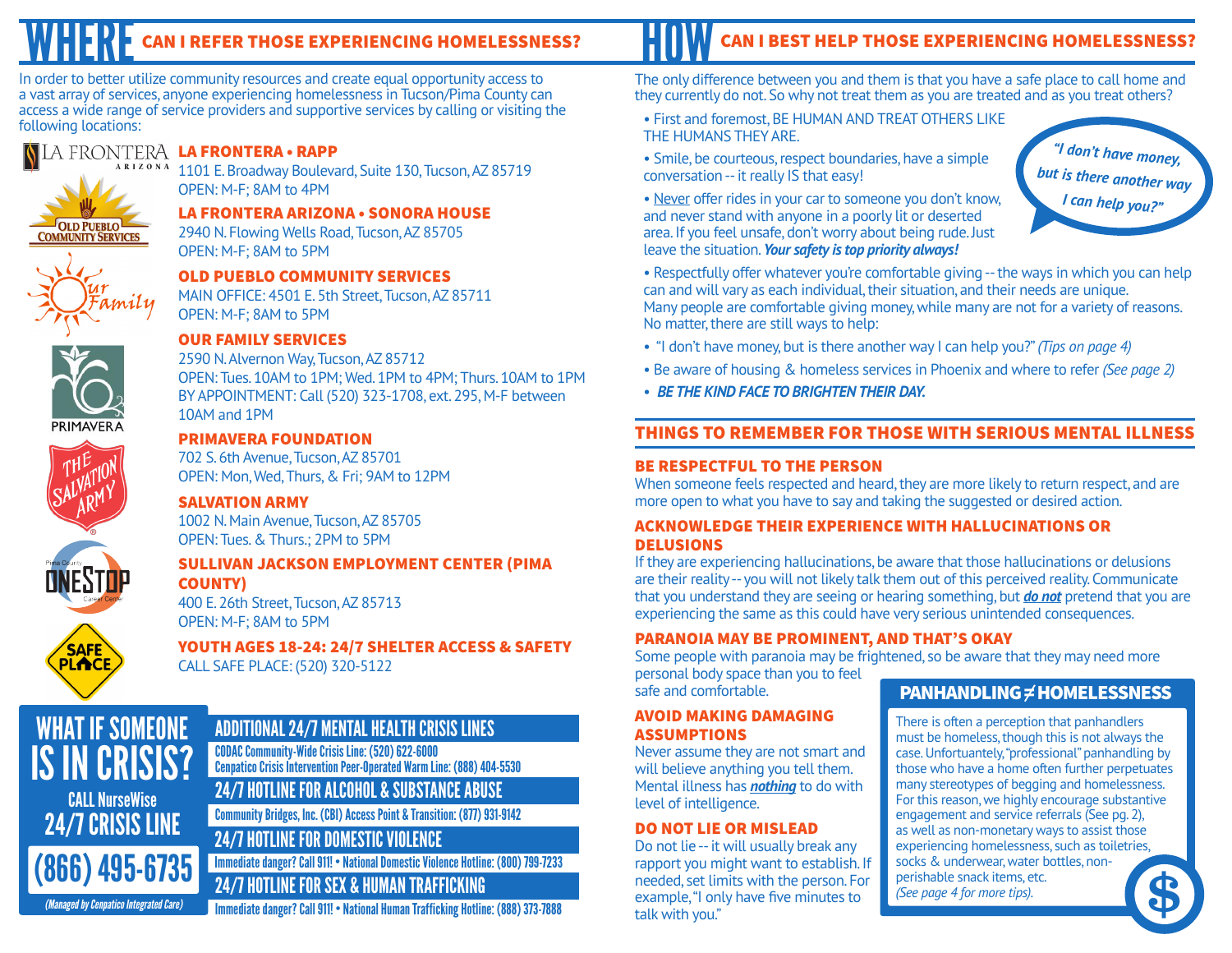# WHERE CAN I REFER THOSE EXPERIENCING HOMELESSNESS?

In order to better utilize community resources and create equal opportunity access to a vast array of services, anyone experiencing homelessness in Tucson/Pima County can access a wide range of service providers and supportive services by calling or visiting the following locations:

### LA FRONTERA • RAPP
1101 E. Broadway Boulevard, Suite 130, Tucson, AZ 85719
OPEN: M-F; 8AM to 4PM

### LA FRONTERA ARIZONA • SONORA HOUSE
2940 N. Flowing Wells Road, Tucson, AZ 85705
OPEN: M-F; 8AM to 5PM

### OLD PUEBLO COMMUNITY SERVICES
MAIN OFFICE: 4501 E. 5th Street, Tucson, AZ 85711
OPEN: M-F; 8AM to 5PM

### OUR FAMILY SERVICES
2590 N. Alvernon Way, Tucson, AZ 85712
OPEN: Tues. 10AM to 1PM; Wed. 1PM to 4PM; Thurs. 10AM to 1PM
BY APPOINTMENT: Call (520) 323-1708, ext. 295, M-F between 10AM and 1PM

### PRIMAVERA FOUNDATION
702 S. 6th Avenue, Tucson, AZ 85701
OPEN: Mon, Wed, Thurs, & Fri; 9AM to 12PM

### SALVATION ARMY
1002 N. Main Avenue, Tucson, AZ 85705
OPEN: Tues. & Thurs.; 2PM to 5PM

### SULLIVAN JACKSON EMPLOYMENT CENTER (PIMA COUNTY)
400 E. 26th Street, Tucson, AZ 85713
OPEN: M-F; 8AM to 5PM

### YOUTH AGES 18-24: 24/7 SHELTER ACCESS & SAFETY
CALL SAFE PLACE: (520) 320-5122

## WHAT IF SOMEONE IS IN CRISIS?

CALL NurseWise 24/7 CRISIS LINE
**(866) 495-6735**
*(Managed by Cenpatico Integrated Care)*

### ADDITIONAL 24/7 MENTAL HEALTH CRISIS LINES
CODAC Community-Wide Crisis Line: (520) 622-6000
Cenpatico Crisis Intervention Peer-Operated Warm Line: (888) 404-5530

### 24/7 HOTLINE FOR ALCOHOL & SUBSTANCE ABUSE
Community Bridges, Inc. (CBI) Access Point & Transition: (877) 931-9142

### 24/7 HOTLINE FOR DOMESTIC VIOLENCE
Immediate danger? Call 911! • National Domestic Violence Hotline: (800) 799-7233

### 24/7 HOTLINE FOR SEX & HUMAN TRAFFICKING
Immediate danger? Call 911! • National Human Trafficking Hotline: (888) 373-7888

# HOW CAN I BEST HELP THOSE EXPERIENCING HOMELESSNESS?

The only difference between you and them is that you have a safe place to call home and they currently do not. So why not treat them as you are treated and as you treat others?

- First and foremost, BE HUMAN AND TREAT OTHERS LIKE THE HUMANS THEY ARE.
- Smile, be courteous, respect boundaries, have a simple conversation -- it really IS that easy!
- Never offer rides in your car to someone you don't know, and never stand with anyone in a poorly lit or deserted area. If you feel unsafe, don't worry about being rude. Just leave the situation. ***Your safety is top priority always!***
- Respectfully offer whatever you're comfortable giving -- the ways in which you can help can and will vary as each individual, their situation, and their needs are unique. Many people are comfortable giving money, while many are not for a variety of reasons. No matter, there are still ways to help:
- "I don't have money, but is there another way I can help you?" *(Tips on page 4)*
- Be aware of housing & homeless services in Phoenix and where to refer *(See page 2)*
- ***BE THE KIND FACE TO BRIGHTEN THEIR DAY.***

*"I don't have money, but is there another way I can help you?"*

## THINGS TO REMEMBER FOR THOSE WITH SERIOUS MENTAL ILLNESS

### BE RESPECTFUL TO THE PERSON
When someone feels respected and heard, they are more likely to return respect, and are more open to what you have to say and taking the suggested or desired action.

### ACKNOWLEDGE THEIR EXPERIENCE WITH HALLUCINATIONS OR DELUSIONS
If they are experiencing hallucinations, be aware that those hallucinations or delusions are their reality -- you will not likely talk them out of this perceived reality. Communicate that you understand they are seeing or hearing something, but ***do not*** pretend that you are experiencing the same as this could have very serious unintended consequences.

### PARANOIA MAY BE PROMINENT, AND THAT'S OKAY
Some people with paranoia may be frightened, so be aware that they may need more personal body space than you to feel safe and comfortable.

### AVOID MAKING DAMAGING ASSUMPTIONS
Never assume they are not smart and will believe anything you tell them. Mental illness has ***nothing*** to do with level of intelligence.

### DO NOT LIE OR MISLEAD
Do not lie -- it will usually break any rapport you might want to establish. If needed, set limits with the person. For example, "I only have five minutes to talk with you."

### PANHANDLING ≠ HOMELESSNESS
There is often a perception that panhandlers must be homeless, though this is not always the case. Unfortunately, "professional" panhandling by those who have a home often further perpetuates many stereotypes of begging and homelessness. For this reason, we highly encourage substantive engagement and service referrals (See pg. 2), as well as non-monetary ways to assist those experiencing homelessness, such as toiletries, socks & underwear, water bottles, non-perishable snack items, etc. *(See page 4 for more tips).*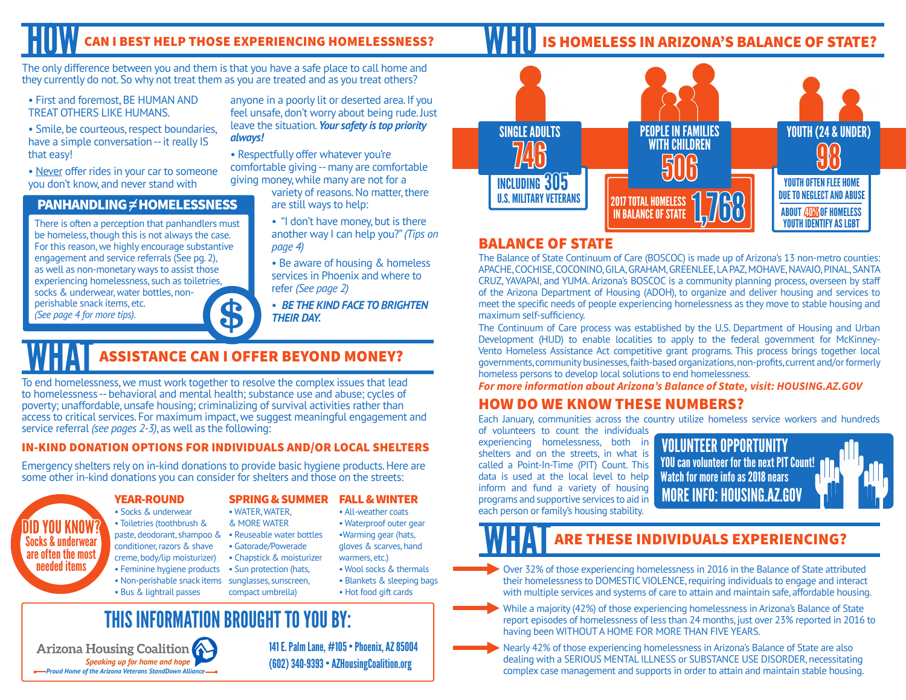# HOW CAN I BEST HELP THOSE EXPERIENCING HOMELESSNESS?

The only difference between you and them is that you have a safe place to call home and they currently do not. So why not treat them as you are treated and as you treat others?

- First and foremost, BE HUMAN AND TREAT OTHERS LIKE HUMANS.
- Smile, be courteous, respect boundaries, have a simple conversation -- it really IS that easy!
- Never offer rides in your car to someone you don't know, and never stand with anyone in a poorly lit or deserted area. If you feel unsafe, don't worry about being rude. Just leave the situation. ***Your safety is top priority always!***
- Respectfully offer whatever you're comfortable giving -- many are comfortable giving money, while many are not for a variety of reasons. No matter, there are still ways to help:
- "I don't have money, but is there another way I can help you?" *(Tips on page 4)*
- Be aware of housing & homeless services in Phoenix and where to refer *(See page 2)*
- ***BE THE KIND FACE TO BRIGHTEN THEIR DAY.***

### PANHANDLING ≠ HOMELESSNESS

There is often a perception that panhandlers must be homeless, though this is not always the case. For this reason, we highly encourage substantive engagement and service referrals (See pg. 2), as well as non-monetary ways to assist those experiencing homelessness, such as toiletries, socks & underwear, water bottles, non-perishable snack items, etc. *(See page 4 for more tips).*

# WHAT ASSISTANCE CAN I OFFER BEYOND MONEY?

To end homelessness, we must work together to resolve the complex issues that lead to homelessness -- behavioral and mental health; substance use and abuse; cycles of poverty; unaffordable, unsafe housing; criminalizing of survival activities rather than access to critical services. For maximum impact, we suggest meaningful engagement and service referral *(see pages 2-3)*, as well as the following:

## IN-KIND DONATION OPTIONS FOR INDIVIDUALS AND/OR LOCAL SHELTERS

Emergency shelters rely on in-kind donations to provide basic hygiene products. Here are some other in-kind donations you can consider for shelters and those on the streets:

**DID YOU KNOW? Socks & underwear are often the most needed items**

### YEAR-ROUND
- Socks & underwear
- Toiletries (toothbrush & paste, deodorant, shampoo & conditioner, razors & shave creme, body/lip moisturizer)
- Feminine hygiene products
- Non-perishable snack items
- Bus & lightrail passes

### SPRING & SUMMER
- WATER, WATER, & MORE WATER
- Reuseable water bottles
- Gatorade/Powerade
- Chapstick & moisturizer
- Sun protection (hats, sunglasses, sunscreen, compact umbrella)

### FALL & WINTER
- All-weather coats
- Waterproof outer gear
- Warming gear (hats, gloves & scarves, hand warmers, etc.)
- Wool socks & thermals
- Blankets & sleeping bags
- Hot food gift cards

## THIS INFORMATION BROUGHT TO YOU BY:

Arizona Housing Coalition
*Speaking up for home and hope*
*Proud Home of the Arizona Veterans StandDown Alliance*

141 E. Palm Lane, #105 • Phoenix, AZ 85004
(602) 340-9393 • AZHousingCoalition.org

# WHO IS HOMELESS IN ARIZONA'S BALANCE OF STATE?

**SINGLE ADULTS 746**
INCLUDING 305 U.S. MILITARY VETERANS

**PEOPLE IN FAMILIES WITH CHILDREN 506**

**2017 TOTAL HOMELESS IN BALANCE OF STATE 1,768**

**YOUTH (24 & UNDER) 98**
YOUTH OFTEN FLEE HOME DUE TO NEGLECT AND ABUSE
ABOUT 40% OF HOMELESS YOUTH IDENTIFY AS LGBT

## BALANCE OF STATE

The Balance of State Continuum of Care (BOSCOC) is made up of Arizona's 13 non-metro counties: APACHE, COCHISE, COCONINO, GILA, GRAHAM, GREENLEE, LA PAZ, MOHAVE, NAVAJO, PINAL, SANTA CRUZ, YAVAPAI, and YUMA. Arizona's BOSCOC is a community planning process, overseen by staff of the Arizona Department of Housing (ADOH), to organize and deliver housing and services to meet the specific needs of people experiencing homelessness as they move to stable housing and maximum self-sufficiency.

The Continuum of Care process was established by the U.S. Department of Housing and Urban Development (HUD) to enable localities to apply to the federal government for McKinney-Vento Homeless Assistance Act competitive grant programs. This process brings together local governments, community businesses, faith-based organizations, non-profits, current and/or formerly homeless persons to develop local solutions to end homelessness.

***For more information about Arizona's Balance of State, visit: HOUSING.AZ.GOV***

## HOW DO WE KNOW THESE NUMBERS?

Each January, communities across the country utilize homeless service workers and hundreds of volunteers to count the individuals experiencing homelessness, both in shelters and on the streets, in what is called a Point-In-Time (PIT) Count. This data is used at the local level to help inform and fund a variety of housing programs and supportive services to aid in each person or family's housing stability.

**VOLUNTEER OPPORTUNITY**
YOU can volunteer for the next PIT Count! Watch for more info as 2018 nears
MORE INFO: HOUSING.AZ.GOV

# WHAT ARE THESE INDIVIDUALS EXPERIENCING?

- Over 32% of those experiencing homelessness in 2016 in the Balance of State attributed their homelessness to DOMESTIC VIOLENCE, requiring individuals to engage and interact with multiple services and systems of care to attain and maintain safe, affordable housing.
- While a majority (42%) of those experiencing homelessness in Arizona's Balance of State report episodes of homelessness of less than 24 months, just over 23% reported in 2016 to having been WITHOUT A HOME FOR MORE THAN FIVE YEARS.
- Nearly 42% of those experiencing homelessness in Arizona's Balance of State are also dealing with a SERIOUS MENTAL ILLNESS or SUBSTANCE USE DISORDER, necessitating complex case management and supports in order to attain and maintain stable housing.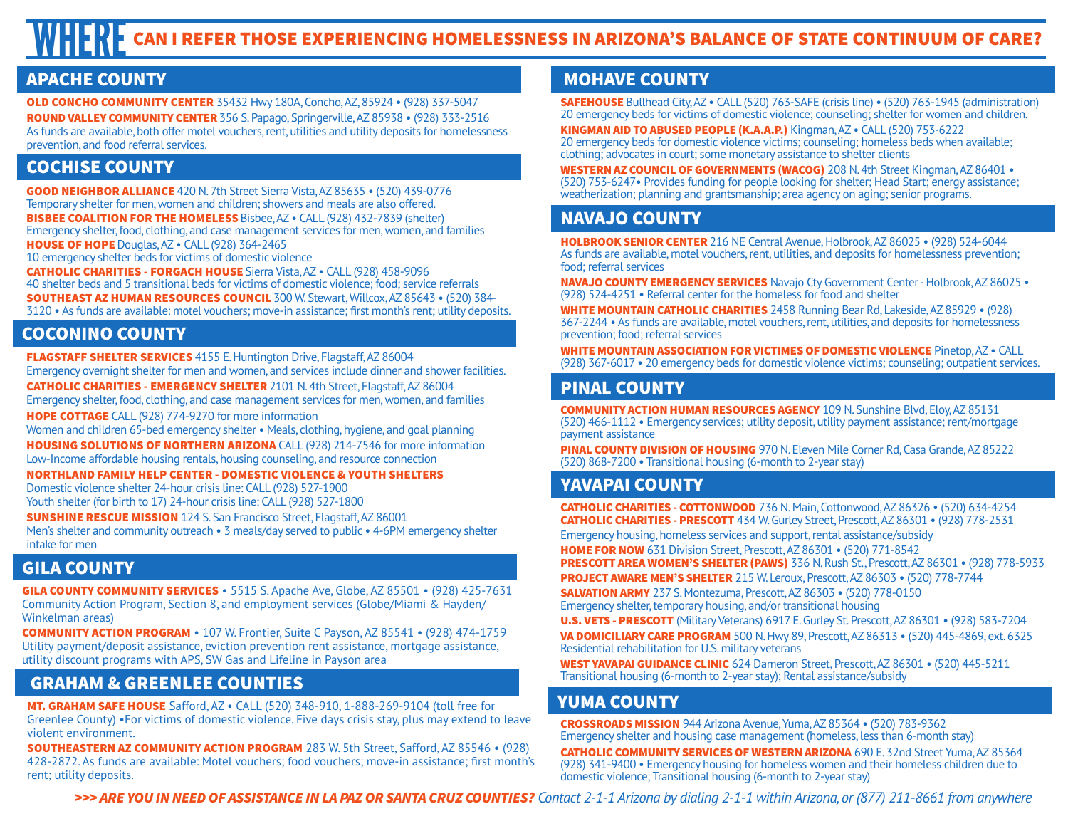# WHERE CAN I REFER THOSE EXPERIENCING HOMELESSNESS IN ARIZONA'S BALANCE OF STATE CONTINUUM OF CARE?

## APACHE COUNTY

**OLD CONCHO COMMUNITY CENTER** 35432 Hwy 180A, Concho, AZ, 85924 • (928) 337-5047
**ROUND VALLEY COMMUNITY CENTER** 356 S. Papago, Springerville, AZ 85938 • (928) 333-2516
As funds are available, both offer motel vouchers, rent, utilities and utility deposits for homelessness prevention, and food referral services.

## COCHISE COUNTY

**GOOD NEIGHBOR ALLIANCE** 420 N. 7th Street Sierra Vista, AZ 85635 • (520) 439-0776
Temporary shelter for men, women and children; showers and meals are also offered.
**BISBEE COALITION FOR THE HOMELESS** Bisbee, AZ • CALL (928) 432-7839 (shelter)
Emergency shelter, food, clothing, and case management services for men, women, and families
**HOUSE OF HOPE** Douglas, AZ • CALL (928) 364-2465
10 emergency shelter beds for victims of domestic violence
**CATHOLIC CHARITIES - FORGACH HOUSE** Sierra Vista, AZ • CALL (928) 458-9096
40 shelter beds and 5 transitional beds for victims of domestic violence; food; service referrals
**SOUTHEAST AZ HUMAN RESOURCES COUNCIL** 300 W. Stewart, Willcox, AZ 85643 • (520) 384-3120 • As funds are available: motel vouchers; move-in assistance; first month's rent; utility deposits.

## COCONINO COUNTY

**FLAGSTAFF SHELTER SERVICES** 4155 E. Huntington Drive, Flagstaff, AZ 86004
Emergency overnight shelter for men and women, and services include dinner and shower facilities.
**CATHOLIC CHARITIES - EMERGENCY SHELTER** 2101 N. 4th Street, Flagstaff, AZ 86004
Emergency shelter, food, clothing, and case management services for men, women, and families
**HOPE COTTAGE** CALL (928) 774-9270 for more information
Women and children 65-bed emergency shelter • Meals, clothing, hygiene, and goal planning
**HOUSING SOLUTIONS OF NORTHERN ARIZONA** CALL (928) 214-7546 for more information
Low-Income affordable housing rentals, housing counseling, and resource connection
**NORTHLAND FAMILY HELP CENTER - DOMESTIC VIOLENCE & YOUTH SHELTERS**
Domestic violence shelter 24-hour crisis line: CALL (928) 527-1900
Youth shelter (for birth to 17) 24-hour crisis line: CALL (928) 527-1800
**SUNSHINE RESCUE MISSION** 124 S. San Francisco Street, Flagstaff, AZ 86001
Men's shelter and community outreach • 3 meals/day served to public • 4-6PM emergency shelter intake for men

## GILA COUNTY

**GILA COUNTY COMMUNITY SERVICES** • 5515 S. Apache Ave, Globe, AZ 85501 • (928) 425-7631
Community Action Program, Section 8, and employment services (Globe/Miami & Hayden/Winkelman areas)
**COMMUNITY ACTION PROGRAM** • 107 W. Frontier, Suite C Payson, AZ 85541 • (928) 474-1759
Utility payment/deposit assistance, eviction prevention rent assistance, mortgage assistance, utility discount programs with APS, SW Gas and Lifeline in Payson area

## GRAHAM & GREENLEE COUNTIES

**MT. GRAHAM SAFE HOUSE** Safford, AZ • CALL (520) 348-910, 1-888-269-9104 (toll free for Greenlee County) •For victims of domestic violence. Five days crisis stay, plus may extend to leave violent environment.
**SOUTHEASTERN AZ COMMUNITY ACTION PROGRAM** 283 W. 5th Street, Safford, AZ 85546 • (928) 428-2872. As funds are available: Motel vouchers; food vouchers; move-in assistance; first month's rent; utility deposits.

## MOHAVE COUNTY

**SAFEHOUSE** Bullhead City, AZ • CALL (520) 763-SAFE (crisis line) • (520) 763-1945 (administration)
20 emergency beds for victims of domestic violence; counseling; shelter for women and children.
**KINGMAN AID TO ABUSED PEOPLE (K.A.A.P.)** Kingman, AZ • CALL (520) 753-6222
20 emergency beds for domestic violence victims; counseling; homeless beds when available; clothing; advocates in court; some monetary assistance to shelter clients
**WESTERN AZ COUNCIL OF GOVERNMENTS (WACOG)** 208 N. 4th Street Kingman, AZ 86401 • (520) 753-6247• Provides funding for people looking for shelter; Head Start; energy assistance; weatherization; planning and grantsmanship; area agency on aging; senior programs.

## NAVAJO COUNTY

**HOLBROOK SENIOR CENTER** 216 NE Central Avenue, Holbrook, AZ 86025 • (928) 524-6044
As funds are available, motel vouchers, rent, utilities, and deposits for homelessness prevention; food; referral services
**NAVAJO COUNTY EMERGENCY SERVICES** Navajo Cty Government Center - Holbrook, AZ 86025 • (928) 524-4251 • Referral center for the homeless for food and shelter
**WHITE MOUNTAIN CATHOLIC CHARITIES** 2458 Running Bear Rd, Lakeside, AZ 85929 • (928) 367-2244 • As funds are available, motel vouchers, rent, utilities, and deposits for homelessness prevention; food; referral services
**WHITE MOUNTAIN ASSOCIATION FOR VICTIMES OF DOMESTIC VIOLENCE** Pinetop, AZ • CALL (928) 367-6017 • 20 emergency beds for domestic violence victims; counseling; outpatient services.

## PINAL COUNTY

**COMMUNITY ACTION HUMAN RESOURCES AGENCY** 109 N. Sunshine Blvd, Eloy, AZ 85131 (520) 466-1112 • Emergency services; utility deposit, utility payment assistance; rent/mortgage payment assistance
**PINAL COUNTY DIVISION OF HOUSING** 970 N. Eleven Mile Corner Rd, Casa Grande, AZ 85222 (520) 868-7200 • Transitional housing (6-month to 2-year stay)

## YAVAPAI COUNTY

**CATHOLIC CHARITIES - COTTONWOOD** 736 N. Main, Cottonwood, AZ 86326 • (520) 634-4254
**CATHOLIC CHARITIES - PRESCOTT** 434 W. Gurley Street, Prescott, AZ 86301 • (928) 778-2531
Emergency housing, homeless services and support, rental assistance/subsidy
**HOME FOR NOW** 631 Division Street, Prescott, AZ 86301 • (520) 771-8542
**PRESCOTT AREA WOMEN'S SHELTER (PAWS)** 336 N. Rush St., Prescott, AZ 86301 • (928) 778-5933
**PROJECT AWARE MEN'S SHELTER** 215 W. Leroux, Prescott, AZ 86303 • (520) 778-7744
**SALVATION ARMY** 237 S. Montezuma, Prescott, AZ 86303 • (520) 778-0150
Emergency shelter, temporary housing, and/or transitional housing
**U.S. VETS - PRESCOTT** (Military Veterans) 6917 E. Gurley St. Prescott, AZ 86301 • (928) 583-7204
**VA DOMICILIARY CARE PROGRAM** 500 N. Hwy 89, Prescott, AZ 86313 • (520) 445-4869, ext. 6325
Residential rehabilitation for U.S. military veterans
**WEST YAVAPAI GUIDANCE CLINIC** 624 Dameron Street, Prescott, AZ 86301 • (520) 445-5211
Transitional housing (6-month to 2-year stay); Rental assistance/subsidy

## YUMA COUNTY

**CROSSROADS MISSION** 944 Arizona Avenue, Yuma, AZ 85364 • (520) 783-9362
Emergency shelter and housing case management (homeless, less than 6-month stay)
**CATHOLIC COMMUNITY SERVICES OF WESTERN ARIZONA** 690 E. 32nd Street Yuma, AZ 85364 (928) 341-9400 • Emergency housing for homeless women and their homeless children due to domestic violence; Transitional housing (6-month to 2-year stay)

***>>> ARE YOU IN NEED OF ASSISTANCE IN LA PAZ OR SANTA CRUZ COUNTIES?*** *Contact 2-1-1 Arizona by dialing 2-1-1 within Arizona, or (877) 211-8661 from anywhere*